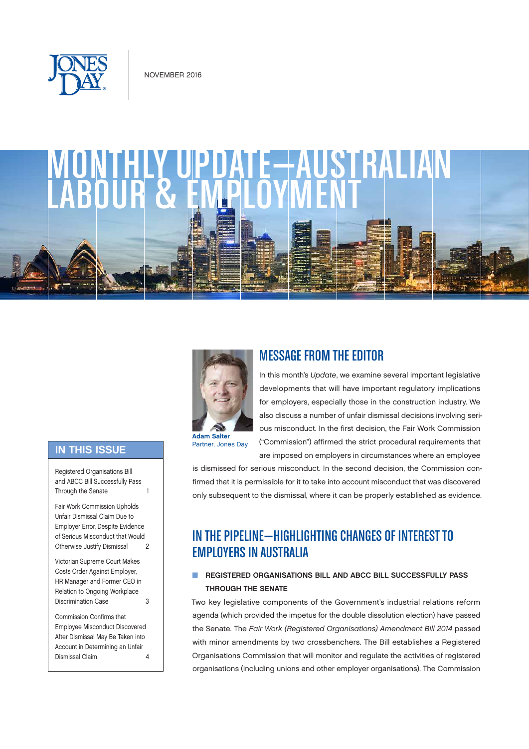NOVEMBER 2016

# MONTHLY UPDATE—AUSTRALIAN LABOUR & EMPLOYMENT

## IN THIS ISSUE

- Registered Organisations Bill and ABCC Bill Successfully Pass Through the Senate — 1
- Fair Work Commission Upholds Unfair Dismissal Claim Due to Employer Error, Despite Evidence of Serious Misconduct that Would Otherwise Justify Dismissal — 2
- Victorian Supreme Court Makes Costs Order Against Employer, HR Manager and Former CEO in Relation to Ongoing Workplace Discrimination Case — 3
- Commission Confirms that Employee Misconduct Discovered After Dismissal May Be Taken into Account in Determining an Unfair Dismissal Claim — 4

## MESSAGE FROM THE EDITOR

**Adam Salter**
Partner, Jones Day

In this month's *Update*, we examine several important legislative developments that will have important regulatory implications for employers, especially those in the construction industry. We also discuss a number of unfair dismissal decisions involving serious misconduct. In the first decision, the Fair Work Commission ("Commission") affirmed the strict procedural requirements that are imposed on employers in circumstances where an employee is dismissed for serious misconduct. In the second decision, the Commission confirmed that it is permissible for it to take into account misconduct that was discovered only subsequent to the dismissal, where it can be properly established as evidence.

## IN THE PIPELINE—HIGHLIGHTING CHANGES OF INTEREST TO EMPLOYERS IN AUSTRALIA

### REGISTERED ORGANISATIONS BILL AND ABCC BILL SUCCESSFULLY PASS THROUGH THE SENATE

Two key legislative components of the Government's industrial relations reform agenda (which provided the impetus for the double dissolution election) have passed the Senate. The *Fair Work (Registered Organisations) Amendment Bill 2014* passed with minor amendments by two crossbenchers. The Bill establishes a Registered Organisations Commission that will monitor and regulate the activities of registered organisations (including unions and other employer organisations). The Commission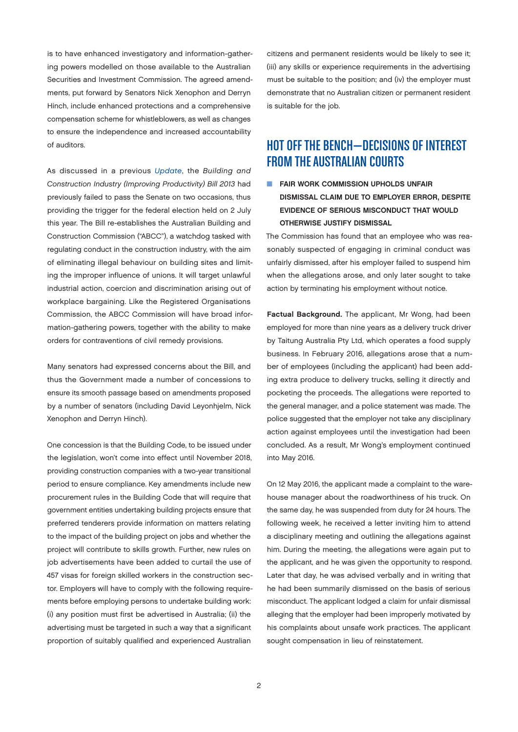is to have enhanced investigatory and information-gathering powers modelled on those available to the Australian Securities and Investment Commission. The agreed amendments, put forward by Senators Nick Xenophon and Derryn Hinch, include enhanced protections and a comprehensive compensation scheme for whistleblowers, as well as changes to ensure the independence and increased accountability of auditors.

As discussed in a previous *Update*, the *Building and Construction Industry (Improving Productivity) Bill 2013* had previously failed to pass the Senate on two occasions, thus providing the trigger for the federal election held on 2 July this year. The Bill re-establishes the Australian Building and Construction Commission ("ABCC"), a watchdog tasked with regulating conduct in the construction industry, with the aim of eliminating illegal behaviour on building sites and limiting the improper influence of unions. It will target unlawful industrial action, coercion and discrimination arising out of workplace bargaining. Like the Registered Organisations Commission, the ABCC Commission will have broad information-gathering powers, together with the ability to make orders for contraventions of civil remedy provisions.

Many senators had expressed concerns about the Bill, and thus the Government made a number of concessions to ensure its smooth passage based on amendments proposed by a number of senators (including David Leyonhjelm, Nick Xenophon and Derryn Hinch).

One concession is that the Building Code, to be issued under the legislation, won't come into effect until November 2018, providing construction companies with a two-year transitional period to ensure compliance. Key amendments include new procurement rules in the Building Code that will require that government entities undertaking building projects ensure that preferred tenderers provide information on matters relating to the impact of the building project on jobs and whether the project will contribute to skills growth. Further, new rules on job advertisements have been added to curtail the use of 457 visas for foreign skilled workers in the construction sector. Employers will have to comply with the following requirements before employing persons to undertake building work: (i) any position must first be advertised in Australia; (ii) the advertising must be targeted in such a way that a significant proportion of suitably qualified and experienced Australian citizens and permanent residents would be likely to see it; (iii) any skills or experience requirements in the advertising must be suitable to the position; and (iv) the employer must demonstrate that no Australian citizen or permanent resident is suitable for the job.

## HOT OFF THE BENCH—DECISIONS OF INTEREST FROM THE AUSTRALIAN COURTS

### FAIR WORK COMMISSION UPHOLDS UNFAIR DISMISSAL CLAIM DUE TO EMPLOYER ERROR, DESPITE EVIDENCE OF SERIOUS MISCONDUCT THAT WOULD OTHERWISE JUSTIFY DISMISSAL

The Commission has found that an employee who was reasonably suspected of engaging in criminal conduct was unfairly dismissed, after his employer failed to suspend him when the allegations arose, and only later sought to take action by terminating his employment without notice.

**Factual Background.** The applicant, Mr Wong, had been employed for more than nine years as a delivery truck driver by Taitung Australia Pty Ltd, which operates a food supply business. In February 2016, allegations arose that a number of employees (including the applicant) had been adding extra produce to delivery trucks, selling it directly and pocketing the proceeds. The allegations were reported to the general manager, and a police statement was made. The police suggested that the employer not take any disciplinary action against employees until the investigation had been concluded. As a result, Mr Wong's employment continued into May 2016.

On 12 May 2016, the applicant made a complaint to the warehouse manager about the roadworthiness of his truck. On the same day, he was suspended from duty for 24 hours. The following week, he received a letter inviting him to attend a disciplinary meeting and outlining the allegations against him. During the meeting, the allegations were again put to the applicant, and he was given the opportunity to respond. Later that day, he was advised verbally and in writing that he had been summarily dismissed on the basis of serious misconduct. The applicant lodged a claim for unfair dismissal alleging that the employer had been improperly motivated by his complaints about unsafe work practices. The applicant sought compensation in lieu of reinstatement.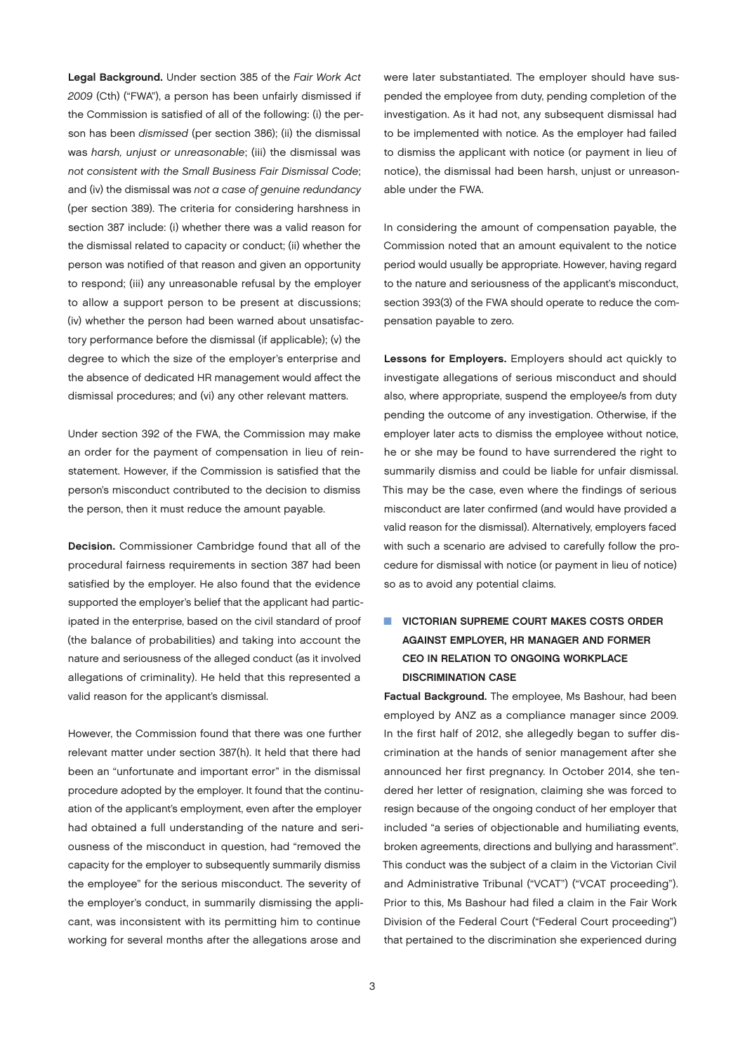**Legal Background.** Under section 385 of the *Fair Work Act 2009* (Cth) ("FWA"), a person has been unfairly dismissed if the Commission is satisfied of all of the following: (i) the person has been *dismissed* (per section 386); (ii) the dismissal was *harsh, unjust or unreasonable*; (iii) the dismissal was *not consistent with the Small Business Fair Dismissal Code*; and (iv) the dismissal was *not a case of genuine redundancy* (per section 389). The criteria for considering harshness in section 387 include: (i) whether there was a valid reason for the dismissal related to capacity or conduct; (ii) whether the person was notified of that reason and given an opportunity to respond; (iii) any unreasonable refusal by the employer to allow a support person to be present at discussions; (iv) whether the person had been warned about unsatisfactory performance before the dismissal (if applicable); (v) the degree to which the size of the employer's enterprise and the absence of dedicated HR management would affect the dismissal procedures; and (vi) any other relevant matters.

Under section 392 of the FWA, the Commission may make an order for the payment of compensation in lieu of reinstatement. However, if the Commission is satisfied that the person's misconduct contributed to the decision to dismiss the person, then it must reduce the amount payable.

**Decision.** Commissioner Cambridge found that all of the procedural fairness requirements in section 387 had been satisfied by the employer. He also found that the evidence supported the employer's belief that the applicant had participated in the enterprise, based on the civil standard of proof (the balance of probabilities) and taking into account the nature and seriousness of the alleged conduct (as it involved allegations of criminality). He held that this represented a valid reason for the applicant's dismissal.

However, the Commission found that there was one further relevant matter under section 387(h). It held that there had been an "unfortunate and important error" in the dismissal procedure adopted by the employer. It found that the continuation of the applicant's employment, even after the employer had obtained a full understanding of the nature and seriousness of the misconduct in question, had "removed the capacity for the employer to subsequently summarily dismiss the employee" for the serious misconduct. The severity of the employer's conduct, in summarily dismissing the applicant, was inconsistent with its permitting him to continue working for several months after the allegations arose and were later substantiated. The employer should have suspended the employee from duty, pending completion of the investigation. As it had not, any subsequent dismissal had to be implemented with notice. As the employer had failed to dismiss the applicant with notice (or payment in lieu of notice), the dismissal had been harsh, unjust or unreasonable under the FWA.

In considering the amount of compensation payable, the Commission noted that an amount equivalent to the notice period would usually be appropriate. However, having regard to the nature and seriousness of the applicant's misconduct, section 393(3) of the FWA should operate to reduce the compensation payable to zero.

**Lessons for Employers.** Employers should act quickly to investigate allegations of serious misconduct and should also, where appropriate, suspend the employee/s from duty pending the outcome of any investigation. Otherwise, if the employer later acts to dismiss the employee without notice, he or she may be found to have surrendered the right to summarily dismiss and could be liable for unfair dismissal. This may be the case, even where the findings of serious misconduct are later confirmed (and would have provided a valid reason for the dismissal). Alternatively, employers faced with such a scenario are advised to carefully follow the procedure for dismissal with notice (or payment in lieu of notice) so as to avoid any potential claims.

## VICTORIAN SUPREME COURT MAKES COSTS ORDER AGAINST EMPLOYER, HR MANAGER AND FORMER CEO IN RELATION TO ONGOING WORKPLACE DISCRIMINATION CASE

**Factual Background.** The employee, Ms Bashour, had been employed by ANZ as a compliance manager since 2009. In the first half of 2012, she allegedly began to suffer discrimination at the hands of senior management after she announced her first pregnancy. In October 2014, she tendered her letter of resignation, claiming she was forced to resign because of the ongoing conduct of her employer that included "a series of objectionable and humiliating events, broken agreements, directions and bullying and harassment". This conduct was the subject of a claim in the Victorian Civil and Administrative Tribunal ("VCAT") ("VCAT proceeding"). Prior to this, Ms Bashour had filed a claim in the Fair Work Division of the Federal Court ("Federal Court proceeding") that pertained to the discrimination she experienced during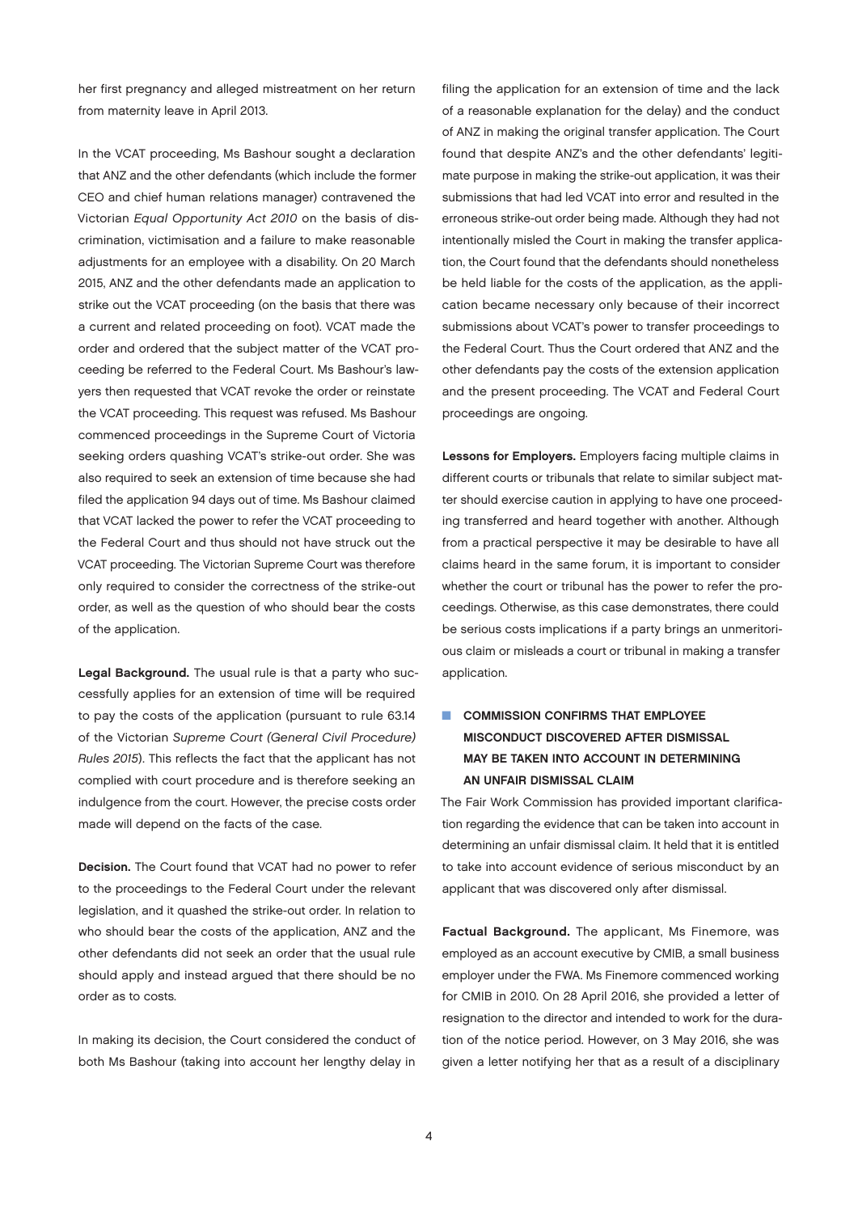her first pregnancy and alleged mistreatment on her return from maternity leave in April 2013.

In the VCAT proceeding, Ms Bashour sought a declaration that ANZ and the other defendants (which include the former CEO and chief human relations manager) contravened the Victorian *Equal Opportunity Act 2010* on the basis of discrimination, victimisation and a failure to make reasonable adjustments for an employee with a disability. On 20 March 2015, ANZ and the other defendants made an application to strike out the VCAT proceeding (on the basis that there was a current and related proceeding on foot). VCAT made the order and ordered that the subject matter of the VCAT proceeding be referred to the Federal Court. Ms Bashour's lawyers then requested that VCAT revoke the order or reinstate the VCAT proceeding. This request was refused. Ms Bashour commenced proceedings in the Supreme Court of Victoria seeking orders quashing VCAT's strike-out order. She was also required to seek an extension of time because she had filed the application 94 days out of time. Ms Bashour claimed that VCAT lacked the power to refer the VCAT proceeding to the Federal Court and thus should not have struck out the VCAT proceeding. The Victorian Supreme Court was therefore only required to consider the correctness of the strike-out order, as well as the question of who should bear the costs of the application.

**Legal Background.** The usual rule is that a party who successfully applies for an extension of time will be required to pay the costs of the application (pursuant to rule 63.14 of the Victorian *Supreme Court (General Civil Procedure) Rules 2015*). This reflects the fact that the applicant has not complied with court procedure and is therefore seeking an indulgence from the court. However, the precise costs order made will depend on the facts of the case.

**Decision.** The Court found that VCAT had no power to refer to the proceedings to the Federal Court under the relevant legislation, and it quashed the strike-out order. In relation to who should bear the costs of the application, ANZ and the other defendants did not seek an order that the usual rule should apply and instead argued that there should be no order as to costs.

In making its decision, the Court considered the conduct of both Ms Bashour (taking into account her lengthy delay in filing the application for an extension of time and the lack of a reasonable explanation for the delay) and the conduct of ANZ in making the original transfer application. The Court found that despite ANZ's and the other defendants' legitimate purpose in making the strike-out application, it was their submissions that had led VCAT into error and resulted in the erroneous strike-out order being made. Although they had not intentionally misled the Court in making the transfer application, the Court found that the defendants should nonetheless be held liable for the costs of the application, as the application became necessary only because of their incorrect submissions about VCAT's power to transfer proceedings to the Federal Court. Thus the Court ordered that ANZ and the other defendants pay the costs of the extension application and the present proceeding. The VCAT and Federal Court proceedings are ongoing.

**Lessons for Employers.** Employers facing multiple claims in different courts or tribunals that relate to similar subject matter should exercise caution in applying to have one proceeding transferred and heard together with another. Although from a practical perspective it may be desirable to have all claims heard in the same forum, it is important to consider whether the court or tribunal has the power to refer the proceedings. Otherwise, as this case demonstrates, there could be serious costs implications if a party brings an unmeritorious claim or misleads a court or tribunal in making a transfer application.

## COMMISSION CONFIRMS THAT EMPLOYEE MISCONDUCT DISCOVERED AFTER DISMISSAL MAY BE TAKEN INTO ACCOUNT IN DETERMINING AN UNFAIR DISMISSAL CLAIM

The Fair Work Commission has provided important clarification regarding the evidence that can be taken into account in determining an unfair dismissal claim. It held that it is entitled to take into account evidence of serious misconduct by an applicant that was discovered only after dismissal.

**Factual Background.** The applicant, Ms Finemore, was employed as an account executive by CMIB, a small business employer under the FWA. Ms Finemore commenced working for CMIB in 2010. On 28 April 2016, she provided a letter of resignation to the director and intended to work for the duration of the notice period. However, on 3 May 2016, she was given a letter notifying her that as a result of a disciplinary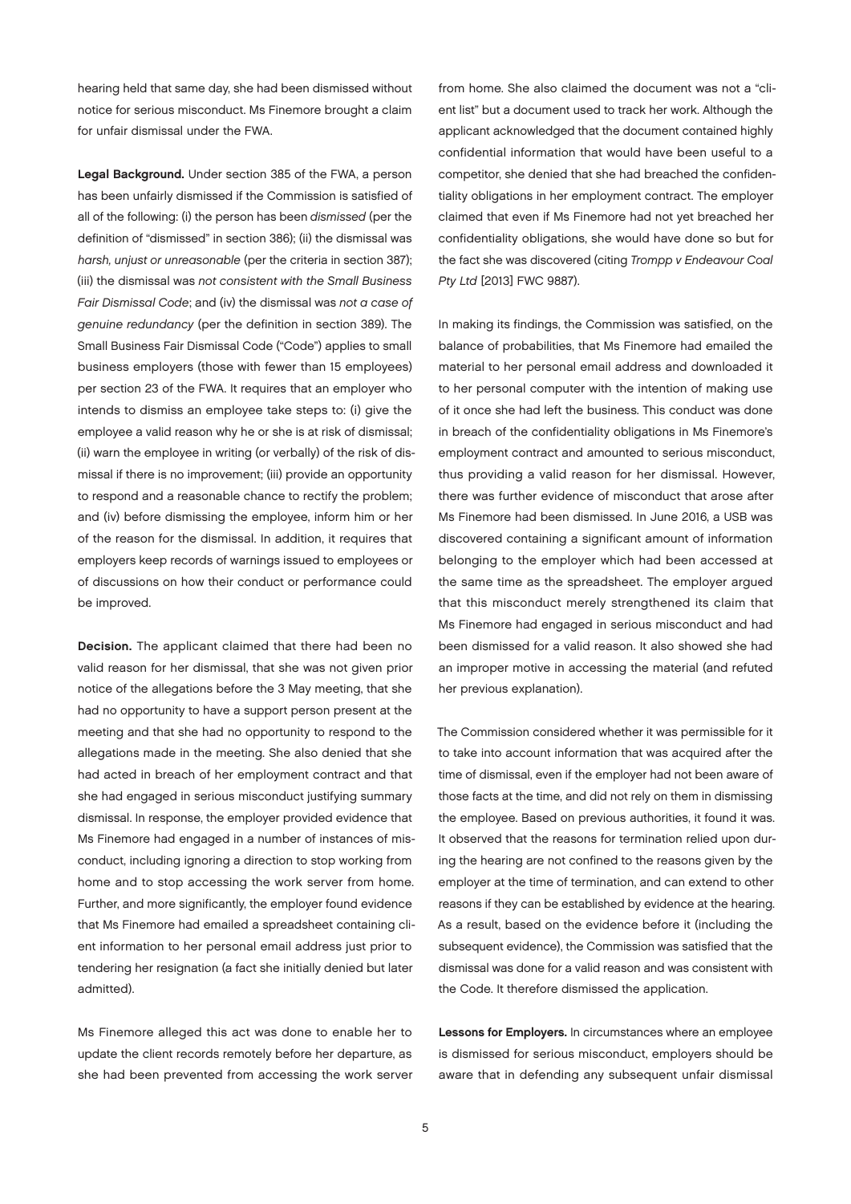hearing held that same day, she had been dismissed without notice for serious misconduct. Ms Finemore brought a claim for unfair dismissal under the FWA.

**Legal Background.** Under section 385 of the FWA, a person has been unfairly dismissed if the Commission is satisfied of all of the following: (i) the person has been *dismissed* (per the definition of "dismissed" in section 386); (ii) the dismissal was *harsh, unjust or unreasonable* (per the criteria in section 387); (iii) the dismissal was *not consistent with the Small Business Fair Dismissal Code*; and (iv) the dismissal was *not a case of genuine redundancy* (per the definition in section 389). The Small Business Fair Dismissal Code ("Code") applies to small business employers (those with fewer than 15 employees) per section 23 of the FWA. It requires that an employer who intends to dismiss an employee take steps to: (i) give the employee a valid reason why he or she is at risk of dismissal; (ii) warn the employee in writing (or verbally) of the risk of dismissal if there is no improvement; (iii) provide an opportunity to respond and a reasonable chance to rectify the problem; and (iv) before dismissing the employee, inform him or her of the reason for the dismissal. In addition, it requires that employers keep records of warnings issued to employees or of discussions on how their conduct or performance could be improved.

**Decision.** The applicant claimed that there had been no valid reason for her dismissal, that she was not given prior notice of the allegations before the 3 May meeting, that she had no opportunity to have a support person present at the meeting and that she had no opportunity to respond to the allegations made in the meeting. She also denied that she had acted in breach of her employment contract and that she had engaged in serious misconduct justifying summary dismissal. In response, the employer provided evidence that Ms Finemore had engaged in a number of instances of misconduct, including ignoring a direction to stop working from home and to stop accessing the work server from home. Further, and more significantly, the employer found evidence that Ms Finemore had emailed a spreadsheet containing client information to her personal email address just prior to tendering her resignation (a fact she initially denied but later admitted).

Ms Finemore alleged this act was done to enable her to update the client records remotely before her departure, as she had been prevented from accessing the work server from home. She also claimed the document was not a "client list" but a document used to track her work. Although the applicant acknowledged that the document contained highly confidential information that would have been useful to a competitor, she denied that she had breached the confidentiality obligations in her employment contract. The employer claimed that even if Ms Finemore had not yet breached her confidentiality obligations, she would have done so but for the fact she was discovered (citing *Trompp v Endeavour Coal Pty Ltd* [2013] FWC 9887).

In making its findings, the Commission was satisfied, on the balance of probabilities, that Ms Finemore had emailed the material to her personal email address and downloaded it to her personal computer with the intention of making use of it once she had left the business. This conduct was done in breach of the confidentiality obligations in Ms Finemore's employment contract and amounted to serious misconduct, thus providing a valid reason for her dismissal. However, there was further evidence of misconduct that arose after Ms Finemore had been dismissed. In June 2016, a USB was discovered containing a significant amount of information belonging to the employer which had been accessed at the same time as the spreadsheet. The employer argued that this misconduct merely strengthened its claim that Ms Finemore had engaged in serious misconduct and had been dismissed for a valid reason. It also showed she had an improper motive in accessing the material (and refuted her previous explanation).

The Commission considered whether it was permissible for it to take into account information that was acquired after the time of dismissal, even if the employer had not been aware of those facts at the time, and did not rely on them in dismissing the employee. Based on previous authorities, it found it was. It observed that the reasons for termination relied upon during the hearing are not confined to the reasons given by the employer at the time of termination, and can extend to other reasons if they can be established by evidence at the hearing. As a result, based on the evidence before it (including the subsequent evidence), the Commission was satisfied that the dismissal was done for a valid reason and was consistent with the Code. It therefore dismissed the application.

**Lessons for Employers.** In circumstances where an employee is dismissed for serious misconduct, employers should be aware that in defending any subsequent unfair dismissal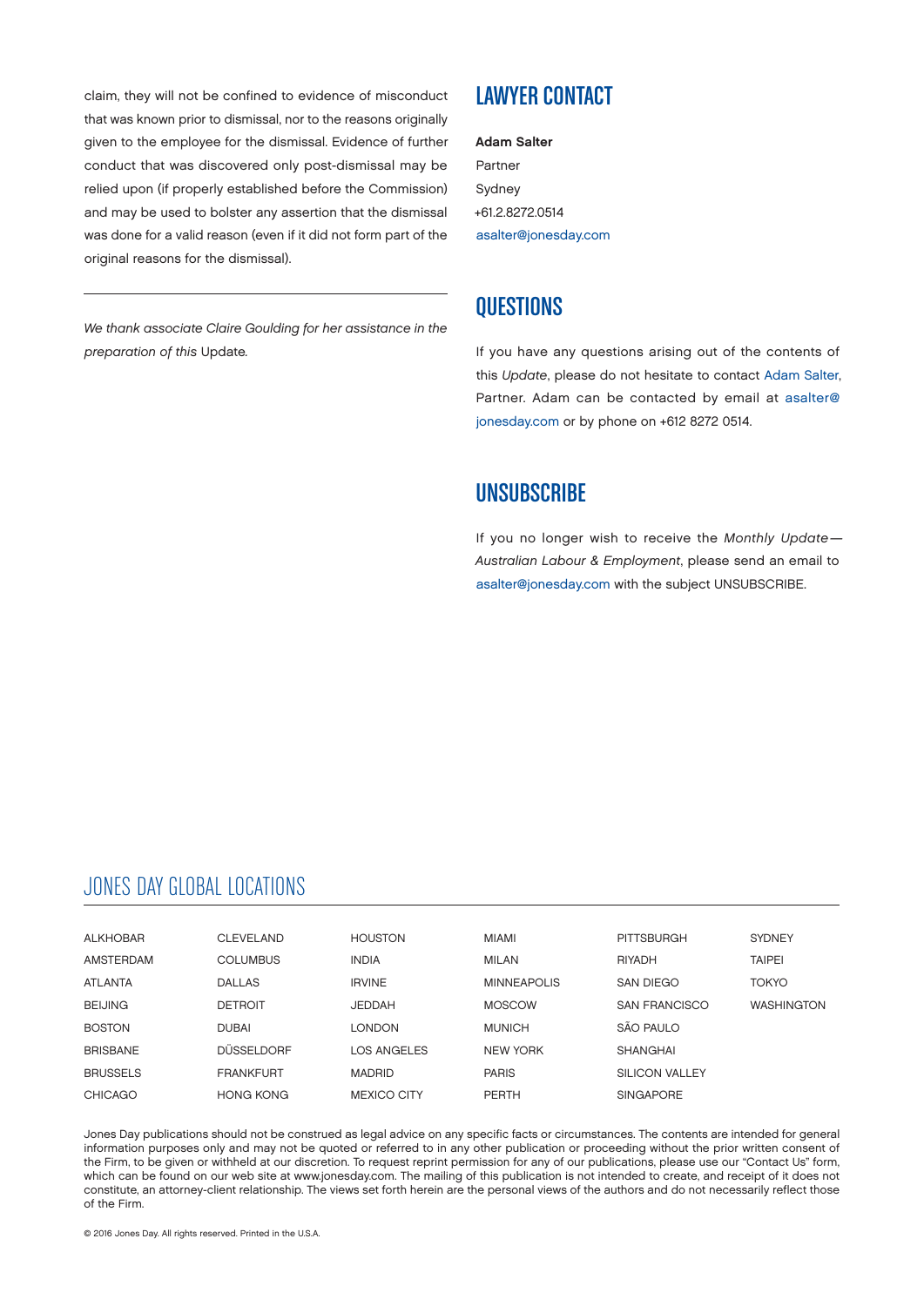claim, they will not be confined to evidence of misconduct that was known prior to dismissal, nor to the reasons originally given to the employee for the dismissal. Evidence of further conduct that was discovered only post-dismissal may be relied upon (if properly established before the Commission) and may be used to bolster any assertion that the dismissal was done for a valid reason (even if it did not form part of the original reasons for the dismissal).

---

*We thank associate Claire Goulding for her assistance in the preparation of this* Update*.*

## LAWYER CONTACT

**Adam Salter**
Partner
Sydney
+61.2.8272.0514
asalter@jonesday.com

## QUESTIONS

If you have any questions arising out of the contents of this *Update*, please do not hesitate to contact Adam Salter, Partner. Adam can be contacted by email at asalter@jonesday.com or by phone on +612 8272 0514.

## UNSUBSCRIBE

If you no longer wish to receive the *Monthly Update—Australian Labour & Employment*, please send an email to asalter@jonesday.com with the subject UNSUBSCRIBE.

## JONES DAY GLOBAL LOCATIONS

| | | | | | |
|---|---|---|---|---|---|
| ALKHOBAR | CLEVELAND | HOUSTON | MIAMI | PITTSBURGH | SYDNEY |
| AMSTERDAM | COLUMBUS | INDIA | MILAN | RIYADH | TAIPEI |
| ATLANTA | DALLAS | IRVINE | MINNEAPOLIS | SAN DIEGO | TOKYO |
| BEIJING | DETROIT | JEDDAH | MOSCOW | SAN FRANCISCO | WASHINGTON |
| BOSTON | DUBAI | LONDON | MUNICH | SÃO PAULO | |
| BRISBANE | DÜSSELDORF | LOS ANGELES | NEW YORK | SHANGHAI | |
| BRUSSELS | FRANKFURT | MADRID | PARIS | SILICON VALLEY | |
| CHICAGO | HONG KONG | MEXICO CITY | PERTH | SINGAPORE | |

Jones Day publications should not be construed as legal advice on any specific facts or circumstances. The contents are intended for general information purposes only and may not be quoted or referred to in any other publication or proceeding without the prior written consent of the Firm, to be given or withheld at our discretion. To request reprint permission for any of our publications, please use our "Contact Us" form, which can be found on our web site at www.jonesday.com. The mailing of this publication is not intended to create, and receipt of it does not constitute, an attorney-client relationship. The views set forth herein are the personal views of the authors and do not necessarily reflect those of the Firm.

© 2016 Jones Day. All rights reserved. Printed in the U.S.A.